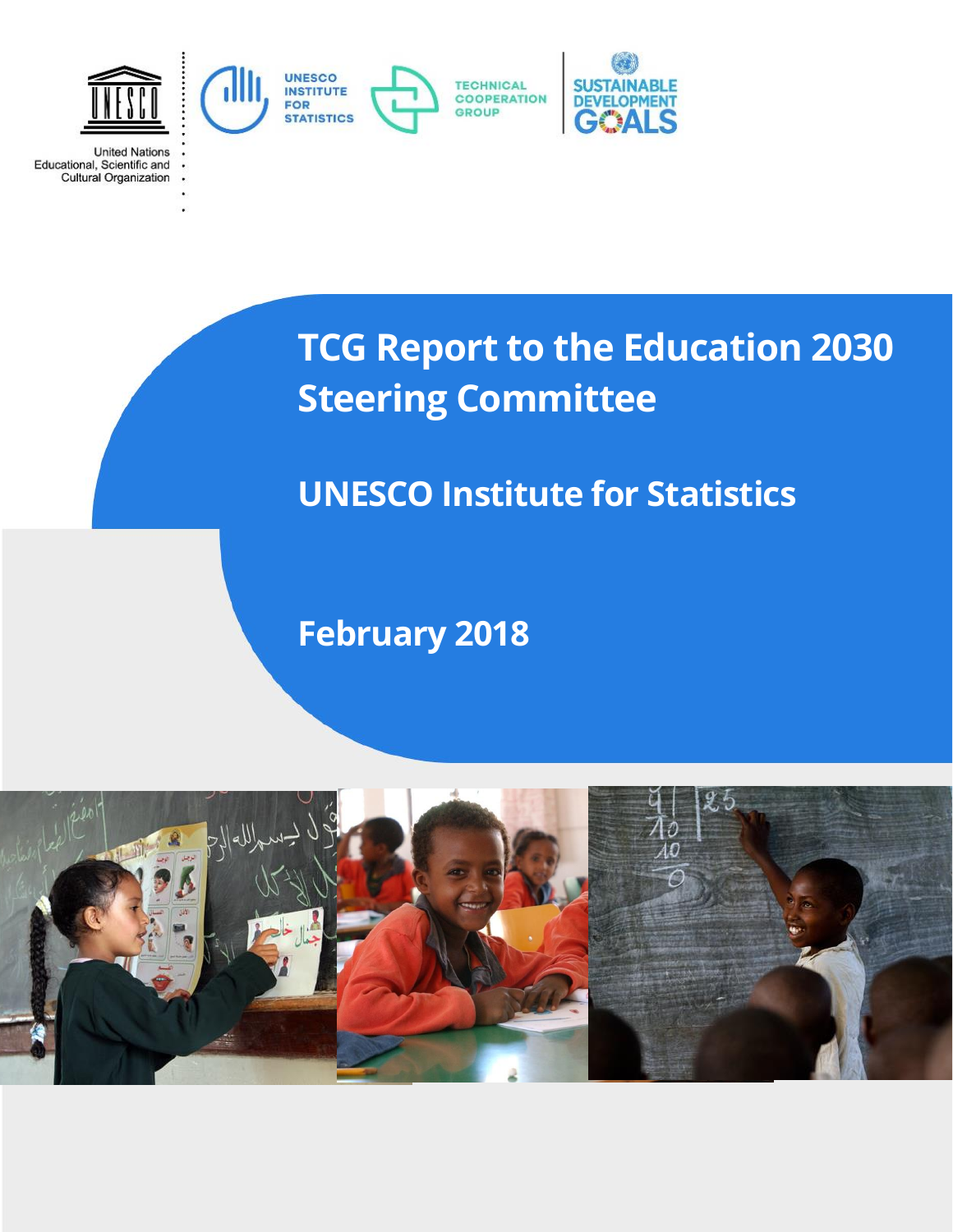United Nations Educational, Scientific and Cultural Organization

UNESCO INSTITUTE FOR STATISTICS

TECHNICAL COOPERATION GROUP

SUSTAINABLE DEVELOPMENT GOALS

# TCG Report to the Education 2030 Steering Committee

## UNESCO Institute for Statistics

## February 2018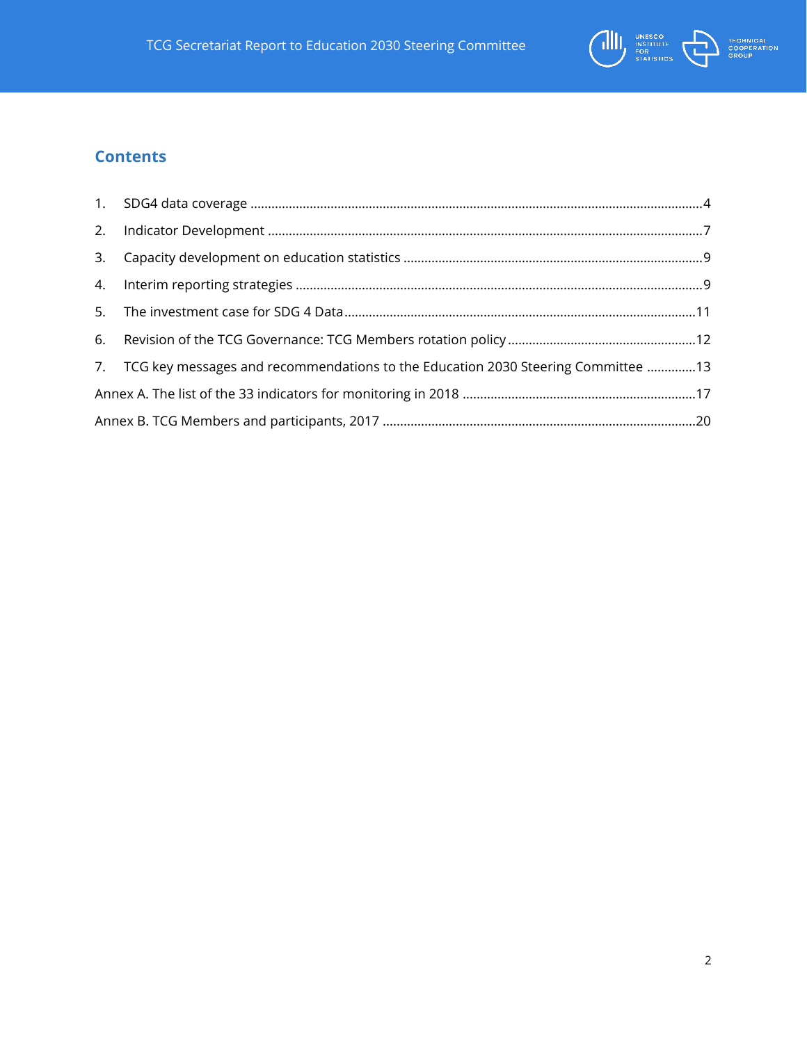## Contents

1. SDG4 data coverage ....................................................................................................................4
2. Indicator Development ...............................................................................................................7
3. Capacity development on education statistics ..........................................................................9
4. Interim reporting strategies ........................................................................................................9
5. The investment case for SDG 4 Data.........................................................................................11
6. Revision of the TCG Governance: TCG Members rotation policy ...........................................12
7. TCG key messages and recommendations to the Education 2030 Steering Committee ..............13

Annex A. The list of the 33 indicators for monitoring in 2018 ....................................................17

Annex B. TCG Members and participants, 2017 ..........................................................................20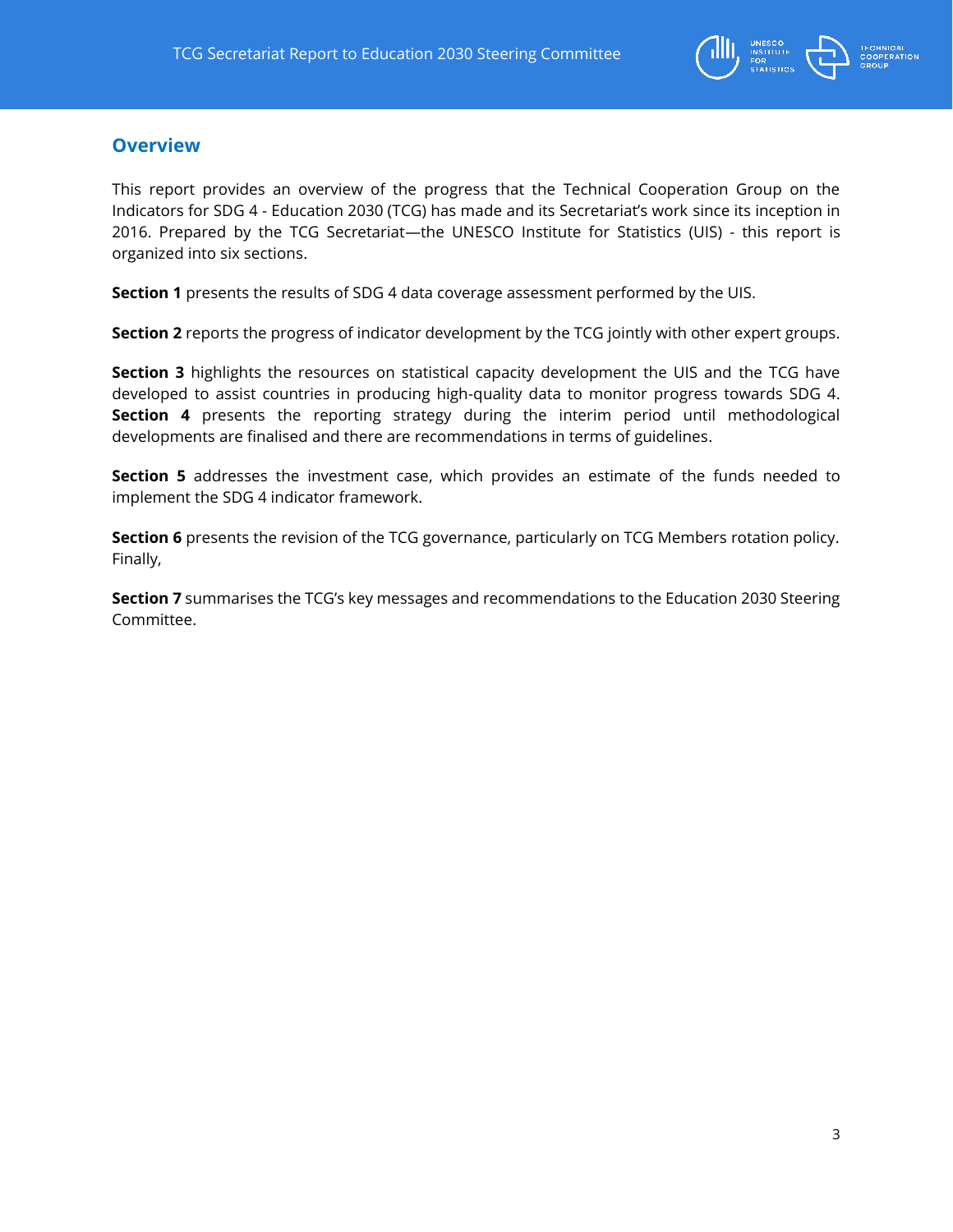## Overview

This report provides an overview of the progress that the Technical Cooperation Group on the Indicators for SDG 4 - Education 2030 (TCG) has made and its Secretariat's work since its inception in 2016. Prepared by the TCG Secretariat—the UNESCO Institute for Statistics (UIS) - this report is organized into six sections.

**Section 1** presents the results of SDG 4 data coverage assessment performed by the UIS.

**Section 2** reports the progress of indicator development by the TCG jointly with other expert groups.

**Section 3** highlights the resources on statistical capacity development the UIS and the TCG have developed to assist countries in producing high-quality data to monitor progress towards SDG 4. **Section 4** presents the reporting strategy during the interim period until methodological developments are finalised and there are recommendations in terms of guidelines.

**Section 5** addresses the investment case, which provides an estimate of the funds needed to implement the SDG 4 indicator framework.

**Section 6** presents the revision of the TCG governance, particularly on TCG Members rotation policy. Finally,

**Section 7** summarises the TCG's key messages and recommendations to the Education 2030 Steering Committee.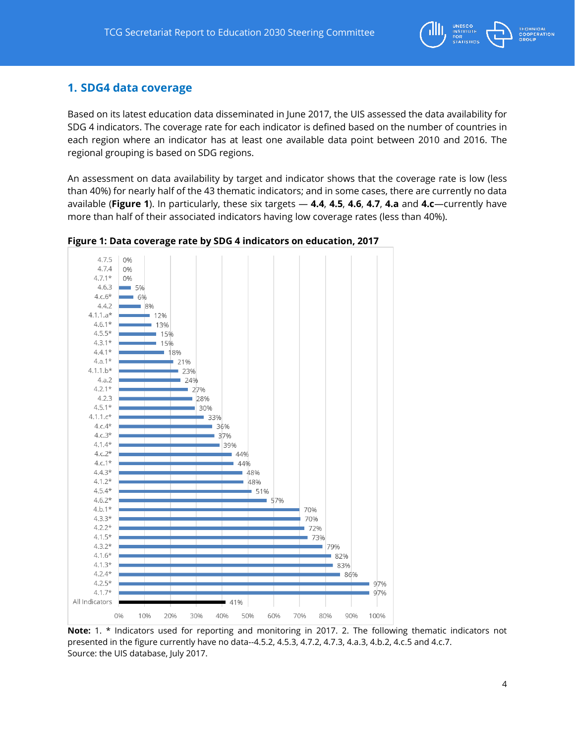## 1. SDG4 data coverage

Based on its latest education data disseminated in June 2017, the UIS assessed the data availability for SDG 4 indicators. The coverage rate for each indicator is defined based on the number of countries in each region where an indicator has at least one available data point between 2010 and 2016. The regional grouping is based on SDG regions.

An assessment on data availability by target and indicator shows that the coverage rate is low (less than 40%) for nearly half of the 43 thematic indicators; and in some cases, there are currently no data available (**Figure 1**). In particular, these six targets — **4.4**, **4.5**, **4.6**, **4.7**, **4.a** and **4.c**—currently have more than half of their associated indicators having low coverage rates (less than 40%).

**Figure 1: Data coverage rate by SDG 4 indicators on education, 2017**

| Indicator | Coverage rate |
|---|---|
| 4.7.5 | 0% |
| 4.7.4 | 0% |
| 4.7.1* | 0% |
| 4.6.3 | 5% |
| 4.c.6* | 6% |
| 4.4.2 | 8% |
| 4.1.1.a* | 12% |
| 4.6.1* | 13% |
| 4.5.5* | 15% |
| 4.3.1* | 15% |
| 4.4.1* | 18% |
| 4.a.1* | 21% |
| 4.1.1.b* | 23% |
| 4.a.2 | 24% |
| 4.2.1* | 27% |
| 4.2.3 | 28% |
| 4.5.1* | 30% |
| 4.1.1.c* | 33% |
| 4.c.4* | 36% |
| 4.c.3* | 37% |
| 4.1.4* | 39% |
| 4.c.2* | 44% |
| 4.c.1* | 44% |
| 4.4.3* | 48% |
| 4.1.2* | 48% |
| 4.5.4* | 51% |
| 4.6.2* | 57% |
| 4.b.1* | 70% |
| 4.3.3* | 70% |
| 4.2.2* | 72% |
| 4.1.5* | 73% |
| 4.3.2* | 79% |
| 4.1.6* | 82% |
| 4.1.3* | 83% |
| 4.2.4* | 86% |
| 4.2.5* | 97% |
| 4.1.7* | 97% |
| All Indicators | 41% |

**Note:** 1. * Indicators used for reporting and monitoring in 2017. 2. The following thematic indicators not presented in the figure currently have no data--4.5.2, 4.5.3, 4.7.2, 4.7.3, 4.a.3, 4.b.2, 4.c.5 and 4.c.7.
Source: the UIS database, July 2017.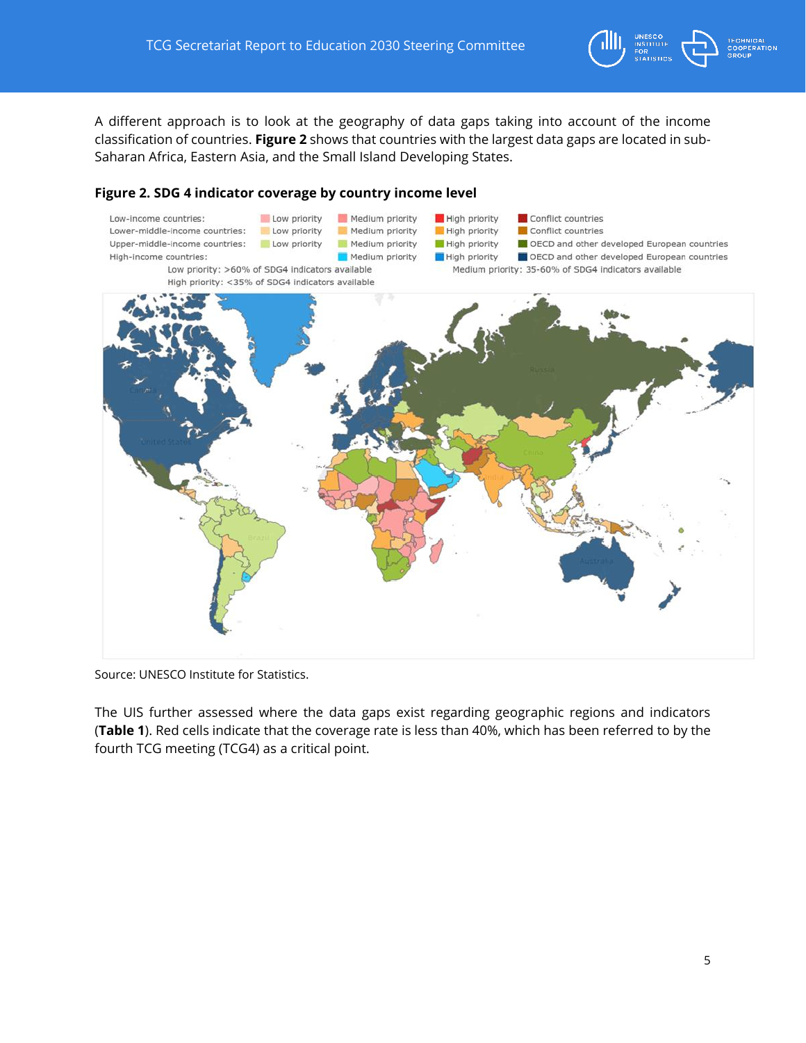A different approach is to look at the geography of data gaps taking into account of the income classification of countries. **Figure 2** shows that countries with the largest data gaps are located in sub-Saharan Africa, Eastern Asia, and the Small Island Developing States.

**Figure 2. SDG 4 indicator coverage by country income level**

Source: UNESCO Institute for Statistics.

The UIS further assessed where the data gaps exist regarding geographic regions and indicators (**Table 1**). Red cells indicate that the coverage rate is less than 40%, which has been referred to by the fourth TCG meeting (TCG4) as a critical point.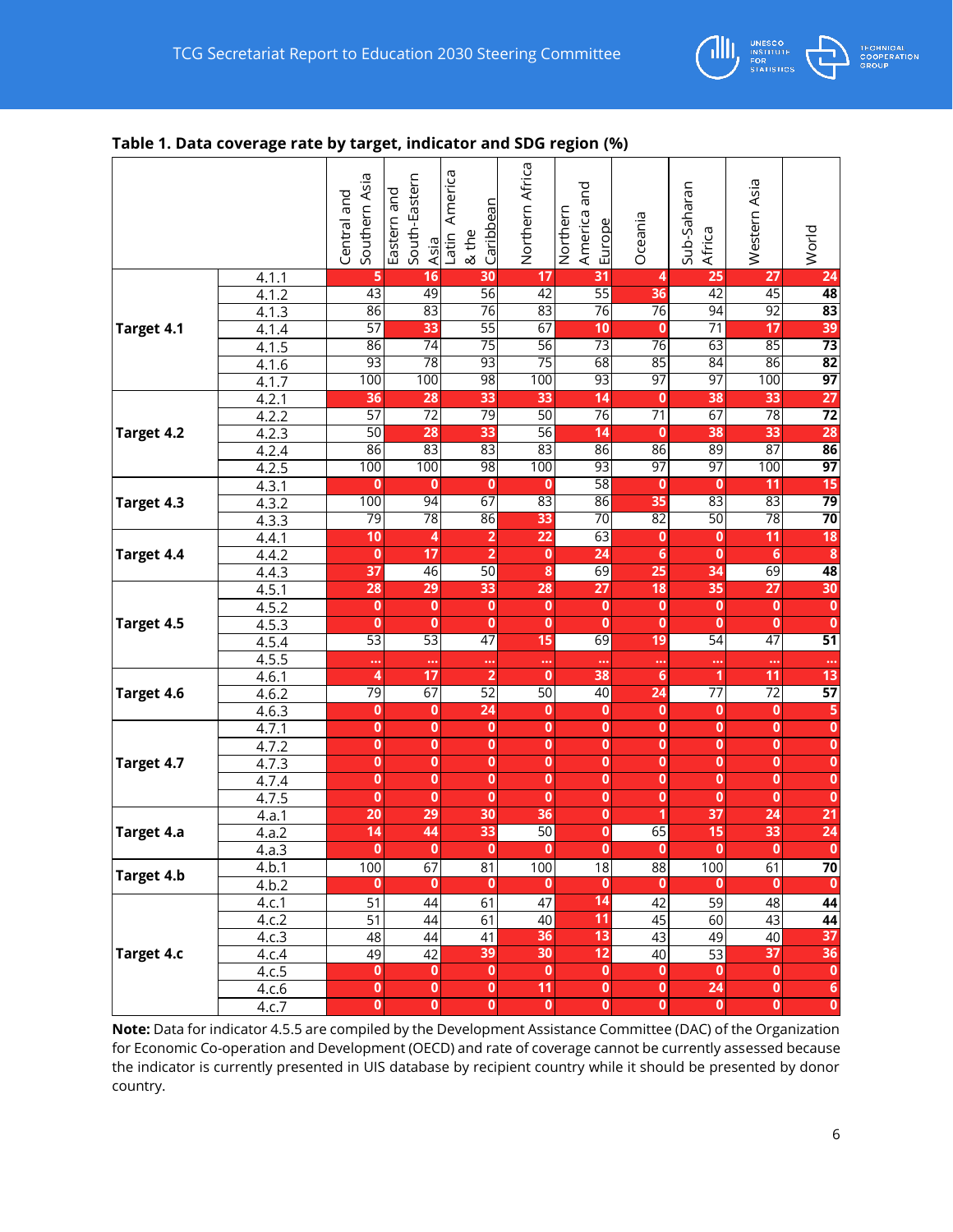**Table 1. Data coverage rate by target, indicator and SDG region (%)**

| | | Central and Southern Asia | Eastern and South-Eastern Asia | Latin America & the Caribbean | Northern Africa | Northern America and Europe | Oceania | Sub-Saharan Africa | Western Asia | World |
|---|---|---|---|---|---|---|---|---|---|---|
| **Target 4.1** | 4.1.1 | 5 | 16 | 30 | 17 | 31 | 4 | 25 | 27 | **24** |
| | 4.1.2 | 43 | 49 | 56 | 42 | 55 | 36 | 42 | 45 | **48** |
| | 4.1.3 | 86 | 83 | 76 | 83 | 76 | 76 | 94 | 92 | **83** |
| | 4.1.4 | 57 | 33 | 55 | 67 | 10 | 0 | 71 | 17 | **39** |
| | 4.1.5 | 86 | 74 | 75 | 56 | 73 | 76 | 63 | 85 | **73** |
| | 4.1.6 | 93 | 78 | 93 | 75 | 68 | 85 | 84 | 86 | **82** |
| | 4.1.7 | 100 | 100 | 98 | 100 | 93 | 97 | 97 | 100 | **97** |
| **Target 4.2** | 4.2.1 | 36 | 28 | 33 | 33 | 14 | 0 | 38 | 33 | **27** |
| | 4.2.2 | 57 | 72 | 79 | 50 | 76 | 71 | 67 | 78 | **72** |
| | 4.2.3 | 50 | 28 | 33 | 56 | 14 | 0 | 38 | 33 | **28** |
| | 4.2.4 | 86 | 83 | 83 | 83 | 86 | 86 | 89 | 87 | **86** |
| | 4.2.5 | 100 | 100 | 98 | 100 | 93 | 97 | 97 | 100 | **97** |
| **Target 4.3** | 4.3.1 | 0 | 0 | 0 | 0 | 58 | 0 | 0 | 11 | **15** |
| | 4.3.2 | 100 | 94 | 67 | 83 | 86 | 35 | 83 | 83 | **79** |
| | 4.3.3 | 79 | 78 | 86 | 33 | 70 | 82 | 50 | 78 | **70** |
| **Target 4.4** | 4.4.1 | 10 | 4 | 2 | 22 | 63 | 0 | 0 | 11 | **18** |
| | 4.4.2 | 0 | 17 | 2 | 0 | 24 | 6 | 0 | 6 | **8** |
| | 4.4.3 | 37 | 46 | 50 | 8 | 69 | 25 | 34 | 69 | **48** |
| **Target 4.5** | 4.5.1 | 28 | 29 | 33 | 28 | 27 | 18 | 35 | 27 | **30** |
| | 4.5.2 | 0 | 0 | 0 | 0 | 0 | 0 | 0 | 0 | **0** |
| | 4.5.3 | 0 | 0 | 0 | 0 | 0 | 0 | 0 | 0 | **0** |
| | 4.5.4 | 53 | 53 | 47 | 15 | 69 | 19 | 54 | 47 | **51** |
| | 4.5.5 | ... | ... | ... | ... | ... | ... | ... | ... | **...** |
| **Target 4.6** | 4.6.1 | 4 | 17 | 2 | 0 | 38 | 6 | 1 | 11 | **13** |
| | 4.6.2 | 79 | 67 | 52 | 50 | 40 | 24 | 77 | 72 | **57** |
| | 4.6.3 | 0 | 0 | 24 | 0 | 0 | 0 | 0 | 0 | **5** |
| **Target 4.7** | 4.7.1 | 0 | 0 | 0 | 0 | 0 | 0 | 0 | 0 | **0** |
| | 4.7.2 | 0 | 0 | 0 | 0 | 0 | 0 | 0 | 0 | **0** |
| | 4.7.3 | 0 | 0 | 0 | 0 | 0 | 0 | 0 | 0 | **0** |
| | 4.7.4 | 0 | 0 | 0 | 0 | 0 | 0 | 0 | 0 | **0** |
| | 4.7.5 | 0 | 0 | 0 | 0 | 0 | 0 | 0 | 0 | **0** |
| **Target 4.a** | 4.a.1 | 20 | 29 | 30 | 36 | 0 | 1 | 37 | 24 | **21** |
| | 4.a.2 | 14 | 44 | 33 | 50 | 0 | 65 | 15 | 33 | **24** |
| | 4.a.3 | 0 | 0 | 0 | 0 | 0 | 0 | 0 | 0 | **0** |
| **Target 4.b** | 4.b.1 | 100 | 67 | 81 | 100 | 18 | 88 | 100 | 61 | **70** |
| | 4.b.2 | 0 | 0 | 0 | 0 | 0 | 0 | 0 | 0 | **0** |
| **Target 4.c** | 4.c.1 | 51 | 44 | 61 | 47 | 14 | 42 | 59 | 48 | **44** |
| | 4.c.2 | 51 | 44 | 61 | 40 | 11 | 45 | 60 | 43 | **44** |
| | 4.c.3 | 48 | 44 | 41 | 36 | 13 | 43 | 49 | 40 | **37** |
| | 4.c.4 | 49 | 42 | 39 | 30 | 12 | 40 | 53 | 37 | **36** |
| | 4.c.5 | 0 | 0 | 0 | 0 | 0 | 0 | 0 | 0 | **0** |
| | 4.c.6 | 0 | 0 | 0 | 11 | 0 | 0 | 24 | 0 | **6** |
| | 4.c.7 | 0 | 0 | 0 | 0 | 0 | 0 | 0 | 0 | **0** |

**Note:** Data for indicator 4.5.5 are compiled by the Development Assistance Committee (DAC) of the Organization for Economic Co-operation and Development (OECD) and rate of coverage cannot be currently assessed because the indicator is currently presented in UIS database by recipient country while it should be presented by donor country.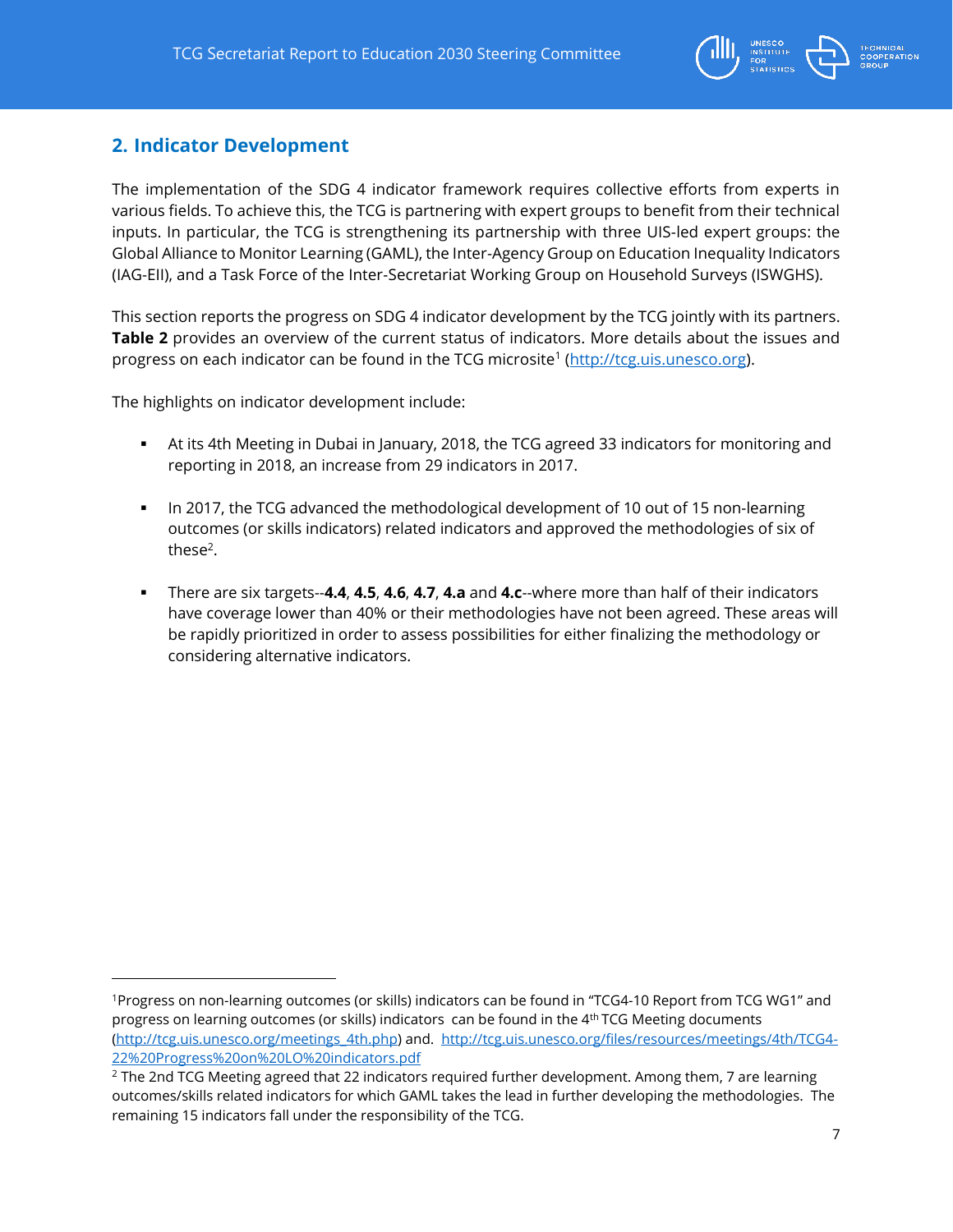## 2. Indicator Development

The implementation of the SDG 4 indicator framework requires collective efforts from experts in various fields. To achieve this, the TCG is partnering with expert groups to benefit from their technical inputs. In particular, the TCG is strengthening its partnership with three UIS-led expert groups: the Global Alliance to Monitor Learning (GAML), the Inter-Agency Group on Education Inequality Indicators (IAG-EII), and a Task Force of the Inter-Secretariat Working Group on Household Surveys (ISWGHS).

This section reports the progress on SDG 4 indicator development by the TCG jointly with its partners. **Table 2** provides an overview of the current status of indicators. More details about the issues and progress on each indicator can be found in the TCG microsite[1] (http://tcg.uis.unesco.org).

The highlights on indicator development include:

- At its 4th Meeting in Dubai in January, 2018, the TCG agreed 33 indicators for monitoring and reporting in 2018, an increase from 29 indicators in 2017.
- In 2017, the TCG advanced the methodological development of 10 out of 15 non-learning outcomes (or skills indicators) related indicators and approved the methodologies of six of these[2].
- There are six targets--**4.4**, **4.5**, **4.6**, **4.7**, **4.a** and **4.c**--where more than half of their indicators have coverage lower than 40% or their methodologies have not been agreed. These areas will be rapidly prioritized in order to assess possibilities for either finalizing the methodology or considering alternative indicators.

---

[1] Progress on non-learning outcomes (or skills) indicators can be found in "TCG4-10 Report from TCG WG1" and progress on learning outcomes (or skills) indicators can be found in the 4th TCG Meeting documents (http://tcg.uis.unesco.org/meetings_4th.php) and. http://tcg.uis.unesco.org/files/resources/meetings/4th/TCG4-22%20Progress%20on%20LO%20indicators.pdf

[2] The 2nd TCG Meeting agreed that 22 indicators required further development. Among them, 7 are learning outcomes/skills related indicators for which GAML takes the lead in further developing the methodologies. The remaining 15 indicators fall under the responsibility of the TCG.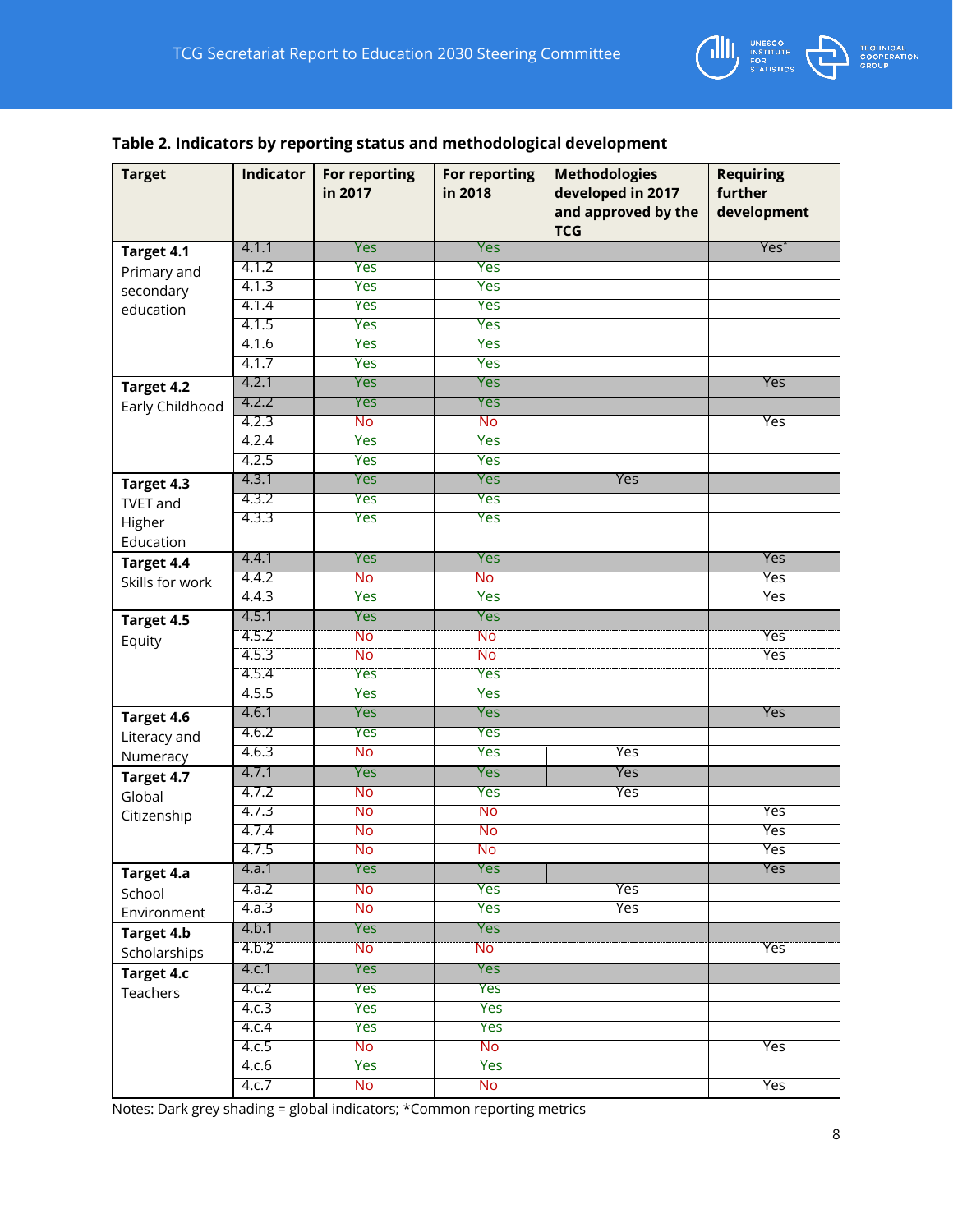**Table 2. Indicators by reporting status and methodological development**

| Target | Indicator | For reporting in 2017 | For reporting in 2018 | Methodologies developed in 2017 and approved by the TCG | Requiring further development |
|---|---|---|---|---|---|
| **Target 4.1** Primary and secondary education | 4.1.1 | Yes | Yes | | Yes* |
| | 4.1.2 | Yes | Yes | | |
| | 4.1.3 | Yes | Yes | | |
| | 4.1.4 | Yes | Yes | | |
| | 4.1.5 | Yes | Yes | | |
| | 4.1.6 | Yes | Yes | | |
| | 4.1.7 | Yes | Yes | | |
| **Target 4.2** Early Childhood | 4.2.1 | Yes | Yes | | Yes |
| | 4.2.2 | Yes | Yes | | |
| | 4.2.3 | No | No | | Yes |
| | 4.2.4 | Yes | Yes | | |
| | 4.2.5 | Yes | Yes | | |
| **Target 4.3** TVET and Higher Education | 4.3.1 | Yes | Yes | Yes | |
| | 4.3.2 | Yes | Yes | | |
| | 4.3.3 | Yes | Yes | | |
| **Target 4.4** Skills for work | 4.4.1 | Yes | Yes | | Yes |
| | 4.4.2 | No | No | | Yes |
| | 4.4.3 | Yes | Yes | | Yes |
| **Target 4.5** Equity | 4.5.1 | Yes | Yes | | |
| | 4.5.2 | No | No | | Yes |
| | 4.5.3 | No | No | | Yes |
| | 4.5.4 | Yes | Yes | | |
| | 4.5.5 | Yes | Yes | | |
| **Target 4.6** Literacy and Numeracy | 4.6.1 | Yes | Yes | | Yes |
| | 4.6.2 | Yes | Yes | | |
| | 4.6.3 | No | Yes | Yes | |
| **Target 4.7** Global Citizenship | 4.7.1 | Yes | Yes | Yes | |
| | 4.7.2 | No | Yes | Yes | |
| | 4.7.3 | No | No | | Yes |
| | 4.7.4 | No | No | | Yes |
| | 4.7.5 | No | No | | Yes |
| **Target 4.a** School Environment | 4.a.1 | Yes | Yes | | Yes |
| | 4.a.2 | No | Yes | Yes | |
| | 4.a.3 | No | Yes | Yes | |
| **Target 4.b** Scholarships | 4.b.1 | Yes | Yes | | |
| | 4.b.2 | No | No | | Yes |
| **Target 4.c** Teachers | 4.c.1 | Yes | Yes | | |
| | 4.c.2 | Yes | Yes | | |
| | 4.c.3 | Yes | Yes | | |
| | 4.c.4 | Yes | Yes | | |
| | 4.c.5 | No | No | | Yes |
| | 4.c.6 | Yes | Yes | | |
| | 4.c.7 | No | No | | Yes |

Notes: Dark grey shading = global indicators; *Common reporting metrics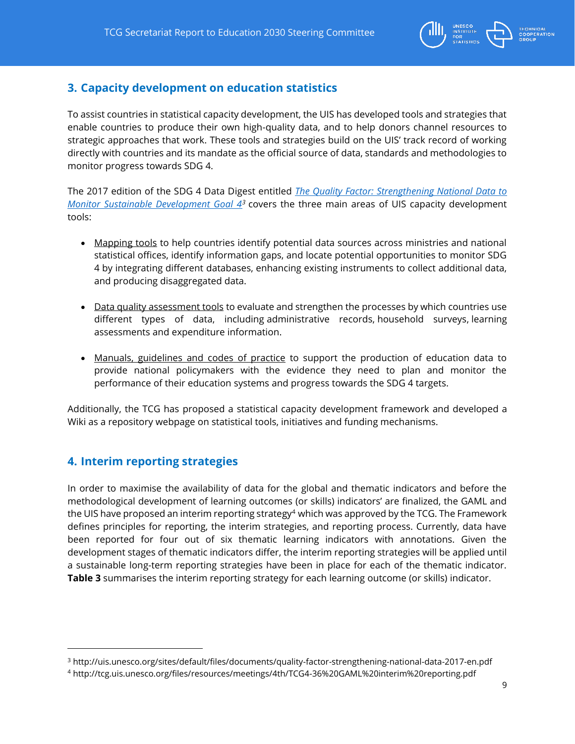## 3. Capacity development on education statistics

To assist countries in statistical capacity development, the UIS has developed tools and strategies that enable countries to produce their own high-quality data, and to help donors channel resources to strategic approaches that work. These tools and strategies build on the UIS' track record of working directly with countries and its mandate as the official source of data, standards and methodologies to monitor progress towards SDG 4.

The 2017 edition of the SDG 4 Data Digest entitled *The Quality Factor: Strengthening National Data to Monitor Sustainable Development Goal 4*[3] covers the three main areas of UIS capacity development tools:

- Mapping tools to help countries identify potential data sources across ministries and national statistical offices, identify information gaps, and locate potential opportunities to monitor SDG 4 by integrating different databases, enhancing existing instruments to collect additional data, and producing disaggregated data.

- Data quality assessment tools to evaluate and strengthen the processes by which countries use different types of data, including administrative records, household surveys, learning assessments and expenditure information.

- Manuals, guidelines and codes of practice to support the production of education data to provide national policymakers with the evidence they need to plan and monitor the performance of their education systems and progress towards the SDG 4 targets.

Additionally, the TCG has proposed a statistical capacity development framework and developed a Wiki as a repository webpage on statistical tools, initiatives and funding mechanisms.

## 4. Interim reporting strategies

In order to maximise the availability of data for the global and thematic indicators and before the methodological development of learning outcomes (or skills) indicators' are finalized, the GAML and the UIS have proposed an interim reporting strategy[4] which was approved by the TCG. The Framework defines principles for reporting, the interim strategies, and reporting process. Currently, data have been reported for four out of six thematic learning indicators with annotations. Given the development stages of thematic indicators differ, the interim reporting strategies will be applied until a sustainable long-term reporting strategies have been in place for each of the thematic indicator. **Table 3** summarises the interim reporting strategy for each learning outcome (or skills) indicator.

---

[3] http://uis.unesco.org/sites/default/files/documents/quality-factor-strengthening-national-data-2017-en.pdf

[4] http://tcg.uis.unesco.org/files/resources/meetings/4th/TCG4-36%20GAML%20interim%20reporting.pdf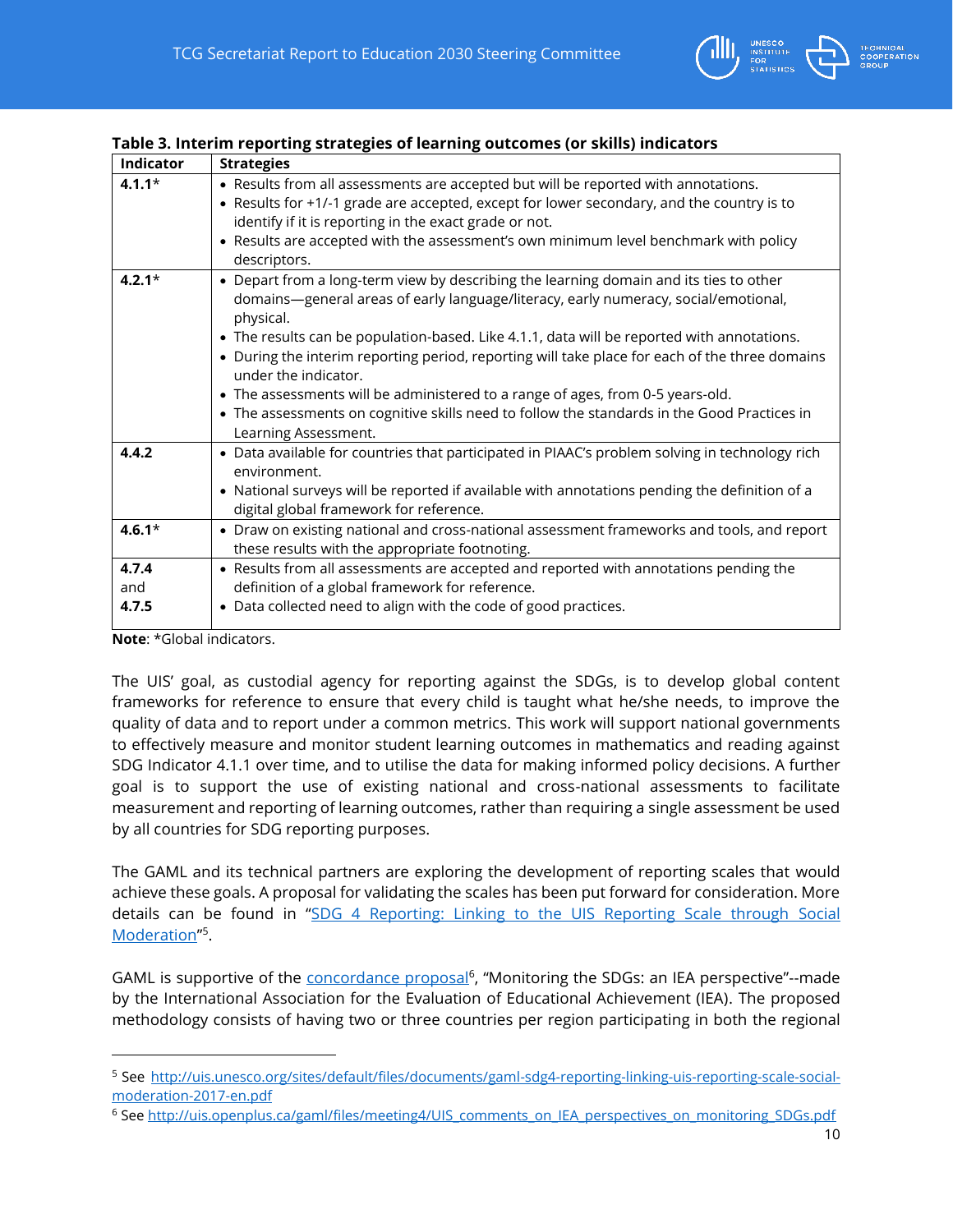**Table 3. Interim reporting strategies of learning outcomes (or skills) indicators**

| Indicator | Strategies |
| --- | --- |
| **4.1.1*** | • Results from all assessments are accepted but will be reported with annotations.<br>• Results for +1/-1 grade are accepted, except for lower secondary, and the country is to identify if it is reporting in the exact grade or not.<br>• Results are accepted with the assessment's own minimum level benchmark with policy descriptors. |
| **4.2.1*** | • Depart from a long-term view by describing the learning domain and its ties to other domains—general areas of early language/literacy, early numeracy, social/emotional, physical.<br>• The results can be population-based. Like 4.1.1, data will be reported with annotations.<br>• During the interim reporting period, reporting will take place for each of the three domains under the indicator.<br>• The assessments will be administered to a range of ages, from 0-5 years-old.<br>• The assessments on cognitive skills need to follow the standards in the Good Practices in Learning Assessment. |
| **4.4.2** | • Data available for countries that participated in PIAAC's problem solving in technology rich environment.<br>• National surveys will be reported if available with annotations pending the definition of a digital global framework for reference. |
| **4.6.1*** | • Draw on existing national and cross-national assessment frameworks and tools, and report these results with the appropriate footnoting. |
| **4.7.4** and **4.7.5** | • Results from all assessments are accepted and reported with annotations pending the definition of a global framework for reference.<br>• Data collected need to align with the code of good practices. |

**Note**: *Global indicators.

The UIS' goal, as custodial agency for reporting against the SDGs, is to develop global content frameworks for reference to ensure that every child is taught what he/she needs, to improve the quality of data and to report under a common metrics. This work will support national governments to effectively measure and monitor student learning outcomes in mathematics and reading against SDG Indicator 4.1.1 over time, and to utilise the data for making informed policy decisions. A further goal is to support the use of existing national and cross-national assessments to facilitate measurement and reporting of learning outcomes, rather than requiring a single assessment be used by all countries for SDG reporting purposes.

The GAML and its technical partners are exploring the development of reporting scales that would achieve these goals. A proposal for validating the scales has been put forward for consideration. More details can be found in "SDG 4 Reporting: Linking to the UIS Reporting Scale through Social Moderation"[5].

GAML is supportive of the concordance proposal[6], "Monitoring the SDGs: an IEA perspective"--made by the International Association for the Evaluation of Educational Achievement (IEA). The proposed methodology consists of having two or three countries per region participating in both the regional

[5] See http://uis.unesco.org/sites/default/files/documents/gaml-sdg4-reporting-linking-uis-reporting-scale-social-moderation-2017-en.pdf

[6] See http://uis.openplus.ca/gaml/files/meeting4/UIS_comments_on_IEA_perspectives_on_monitoring_SDGs.pdf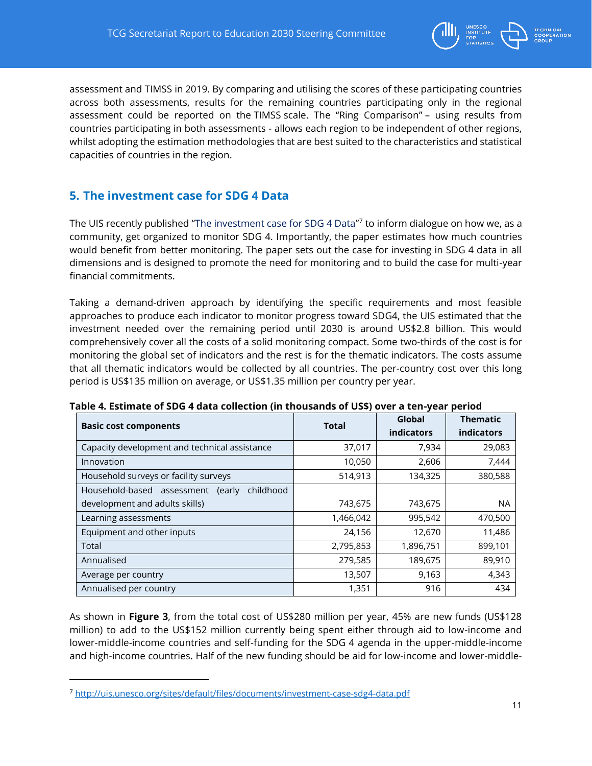assessment and TIMSS in 2019. By comparing and utilising the scores of these participating countries across both assessments, results for the remaining countries participating only in the regional assessment could be reported on the TIMSS scale. The "Ring Comparison" – using results from countries participating in both assessments - allows each region to be independent of other regions, whilst adopting the estimation methodologies that are best suited to the characteristics and statistical capacities of countries in the region.

## 5. The investment case for SDG 4 Data

The UIS recently published "The investment case for SDG 4 Data"[7] to inform dialogue on how we, as a community, get organized to monitor SDG 4. Importantly, the paper estimates how much countries would benefit from better monitoring. The paper sets out the case for investing in SDG 4 data in all dimensions and is designed to promote the need for monitoring and to build the case for multi-year financial commitments.

Taking a demand-driven approach by identifying the specific requirements and most feasible approaches to produce each indicator to monitor progress toward SDG4, the UIS estimated that the investment needed over the remaining period until 2030 is around US$2.8 billion. This would comprehensively cover all the costs of a solid monitoring compact. Some two-thirds of the cost is for monitoring the global set of indicators and the rest is for the thematic indicators. The costs assume that all thematic indicators would be collected by all countries. The per-country cost over this long period is US$135 million on average, or US$1.35 million per country per year.

**Table 4. Estimate of SDG 4 data collection (in thousands of US$) over a ten-year period**

| Basic cost components | Total | Global indicators | Thematic indicators |
|---|---|---|---|
| Capacity development and technical assistance | 37,017 | 7,934 | 29,083 |
| Innovation | 10,050 | 2,606 | 7,444 |
| Household surveys or facility surveys | 514,913 | 134,325 | 380,588 |
| Household-based assessment (early childhood development and adults skills) | 743,675 | 743,675 | NA |
| Learning assessments | 1,466,042 | 995,542 | 470,500 |
| Equipment and other inputs | 24,156 | 12,670 | 11,486 |
| Total | 2,795,853 | 1,896,751 | 899,101 |
| Annualised | 279,585 | 189,675 | 89,910 |
| Average per country | 13,507 | 9,163 | 4,343 |
| Annualised per country | 1,351 | 916 | 434 |

As shown in **Figure 3**, from the total cost of US$280 million per year, 45% are new funds (US$128 million) to add to the US$152 million currently being spent either through aid to low-income and lower-middle-income countries and self-funding for the SDG 4 agenda in the upper-middle-income and high-income countries. Half of the new funding should be aid for low-income and lower-middle-

[7] http://uis.unesco.org/sites/default/files/documents/investment-case-sdg4-data.pdf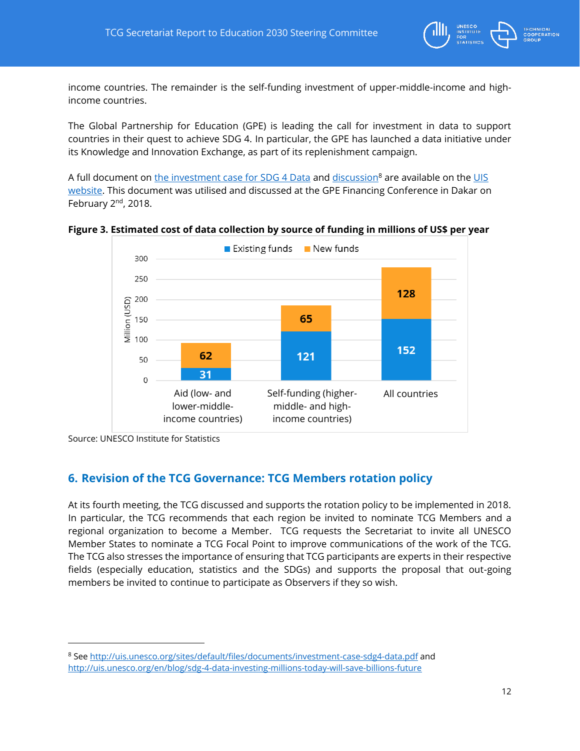income countries. The remainder is the self-funding investment of upper-middle-income and high-income countries.

The Global Partnership for Education (GPE) is leading the call for investment in data to support countries in their quest to achieve SDG 4. In particular, the GPE has launched a data initiative under its Knowledge and Innovation Exchange, as part of its replenishment campaign.

A full document on the investment case for SDG 4 Data and discussion[8] are available on the UIS website. This document was utilised and discussed at the GPE Financing Conference in Dakar on February 2nd, 2018.

**Figure 3. Estimated cost of data collection by source of funding in millions of US$ per year**

| Million (USD) | Existing funds | New funds |
|---|---|---|
| Aid (low- and lower-middle-income countries) | 31 | 62 |
| Self-funding (higher-middle- and high-income countries) | 121 | 65 |
| All countries | 152 | 128 |

Source: UNESCO Institute for Statistics

## 6. Revision of the TCG Governance: TCG Members rotation policy

At its fourth meeting, the TCG discussed and supports the rotation policy to be implemented in 2018. In particular, the TCG recommends that each region be invited to nominate TCG Members and a regional organization to become a Member. TCG requests the Secretariat to invite all UNESCO Member States to nominate a TCG Focal Point to improve communications of the work of the TCG. The TCG also stresses the importance of ensuring that TCG participants are experts in their respective fields (especially education, statistics and the SDGs) and supports the proposal that out-going members be invited to continue to participate as Observers if they so wish.

---

[8] See http://uis.unesco.org/sites/default/files/documents/investment-case-sdg4-data.pdf and http://uis.unesco.org/en/blog/sdg-4-data-investing-millions-today-will-save-billions-future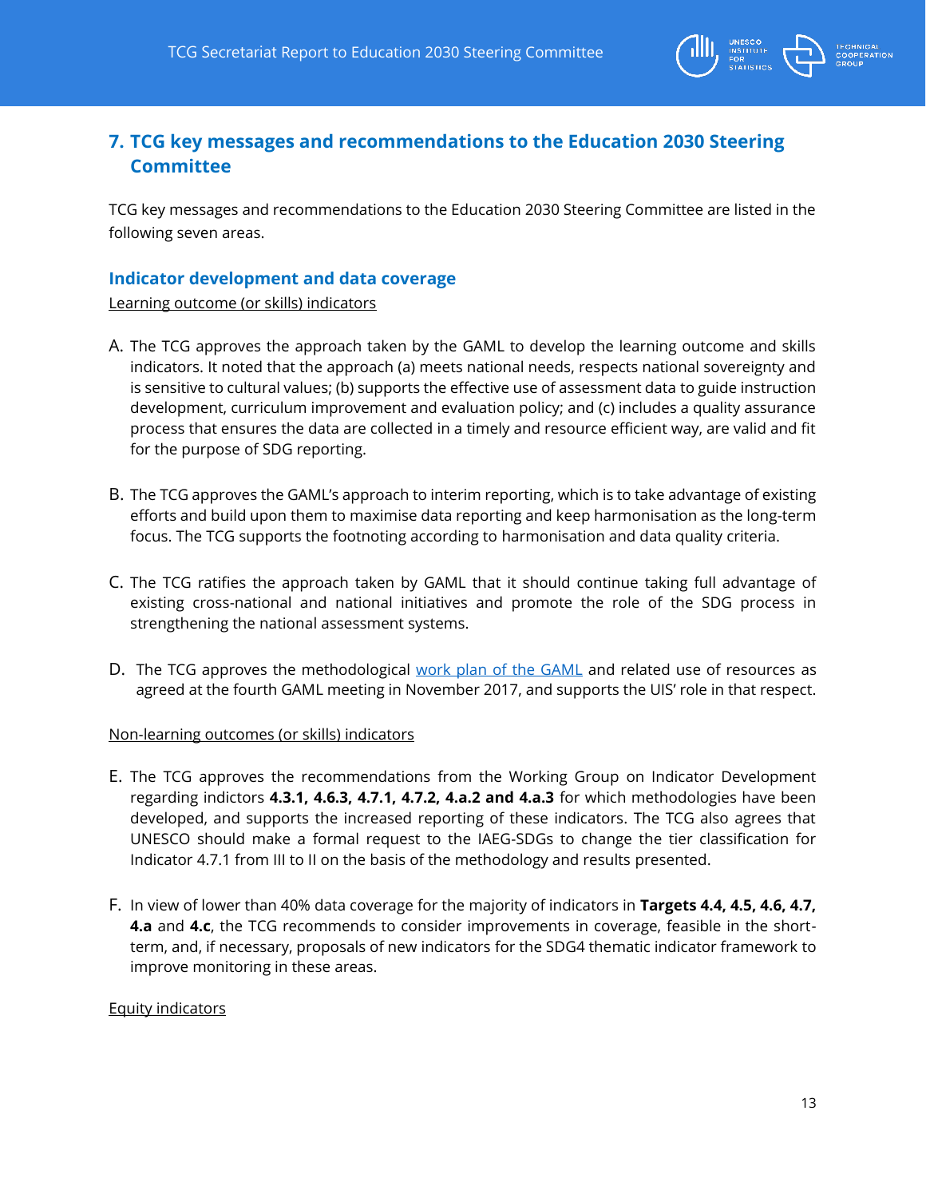## 7. TCG key messages and recommendations to the Education 2030 Steering Committee

TCG key messages and recommendations to the Education 2030 Steering Committee are listed in the following seven areas.

### Indicator development and data coverage

Learning outcome (or skills) indicators

A. The TCG approves the approach taken by the GAML to develop the learning outcome and skills indicators. It noted that the approach (a) meets national needs, respects national sovereignty and is sensitive to cultural values; (b) supports the effective use of assessment data to guide instruction development, curriculum improvement and evaluation policy; and (c) includes a quality assurance process that ensures the data are collected in a timely and resource efficient way, are valid and fit for the purpose of SDG reporting.

B. The TCG approves the GAML's approach to interim reporting, which is to take advantage of existing efforts and build upon them to maximise data reporting and keep harmonisation as the long-term focus. The TCG supports the footnoting according to harmonisation and data quality criteria.

C. The TCG ratifies the approach taken by GAML that it should continue taking full advantage of existing cross-national and national initiatives and promote the role of the SDG process in strengthening the national assessment systems.

D. The TCG approves the methodological work plan of the GAML and related use of resources as agreed at the fourth GAML meeting in November 2017, and supports the UIS' role in that respect.

Non-learning outcomes (or skills) indicators

E. The TCG approves the recommendations from the Working Group on Indicator Development regarding indictors **4.3.1, 4.6.3, 4.7.1, 4.7.2, 4.a.2 and 4.a.3** for which methodologies have been developed, and supports the increased reporting of these indicators. The TCG also agrees that UNESCO should make a formal request to the IAEG-SDGs to change the tier classification for Indicator 4.7.1 from III to II on the basis of the methodology and results presented.

F. In view of lower than 40% data coverage for the majority of indicators in **Targets 4.4, 4.5, 4.6, 4.7, 4.a** and **4.c**, the TCG recommends to consider improvements in coverage, feasible in the short-term, and, if necessary, proposals of new indicators for the SDG4 thematic indicator framework to improve monitoring in these areas.

Equity indicators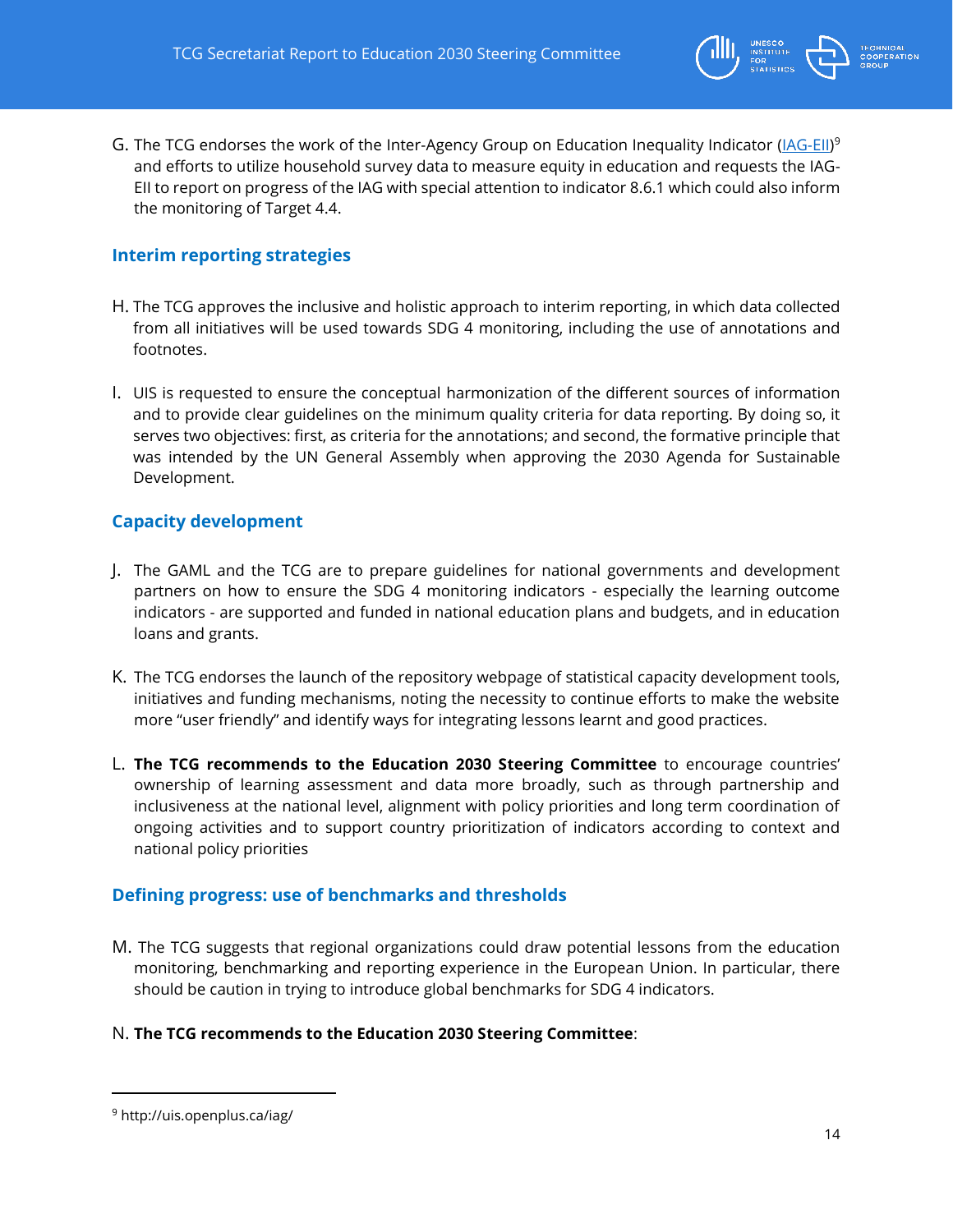G. The TCG endorses the work of the Inter-Agency Group on Education Inequality Indicator (IAG-EII)[9] and efforts to utilize household survey data to measure equity in education and requests the IAG-EII to report on progress of the IAG with special attention to indicator 8.6.1 which could also inform the monitoring of Target 4.4.

## Interim reporting strategies

H. The TCG approves the inclusive and holistic approach to interim reporting, in which data collected from all initiatives will be used towards SDG 4 monitoring, including the use of annotations and footnotes.

I. UIS is requested to ensure the conceptual harmonization of the different sources of information and to provide clear guidelines on the minimum quality criteria for data reporting. By doing so, it serves two objectives: first, as criteria for the annotations; and second, the formative principle that was intended by the UN General Assembly when approving the 2030 Agenda for Sustainable Development.

## Capacity development

J. The GAML and the TCG are to prepare guidelines for national governments and development partners on how to ensure the SDG 4 monitoring indicators - especially the learning outcome indicators - are supported and funded in national education plans and budgets, and in education loans and grants.

K. The TCG endorses the launch of the repository webpage of statistical capacity development tools, initiatives and funding mechanisms, noting the necessity to continue efforts to make the website more "user friendly" and identify ways for integrating lessons learnt and good practices.

L. **The TCG recommends to the Education 2030 Steering Committee** to encourage countries' ownership of learning assessment and data more broadly, such as through partnership and inclusiveness at the national level, alignment with policy priorities and long term coordination of ongoing activities and to support country prioritization of indicators according to context and national policy priorities

## Defining progress: use of benchmarks and thresholds

M. The TCG suggests that regional organizations could draw potential lessons from the education monitoring, benchmarking and reporting experience in the European Union. In particular, there should be caution in trying to introduce global benchmarks for SDG 4 indicators.

N. **The TCG recommends to the Education 2030 Steering Committee**:

---

[9] http://uis.openplus.ca/iag/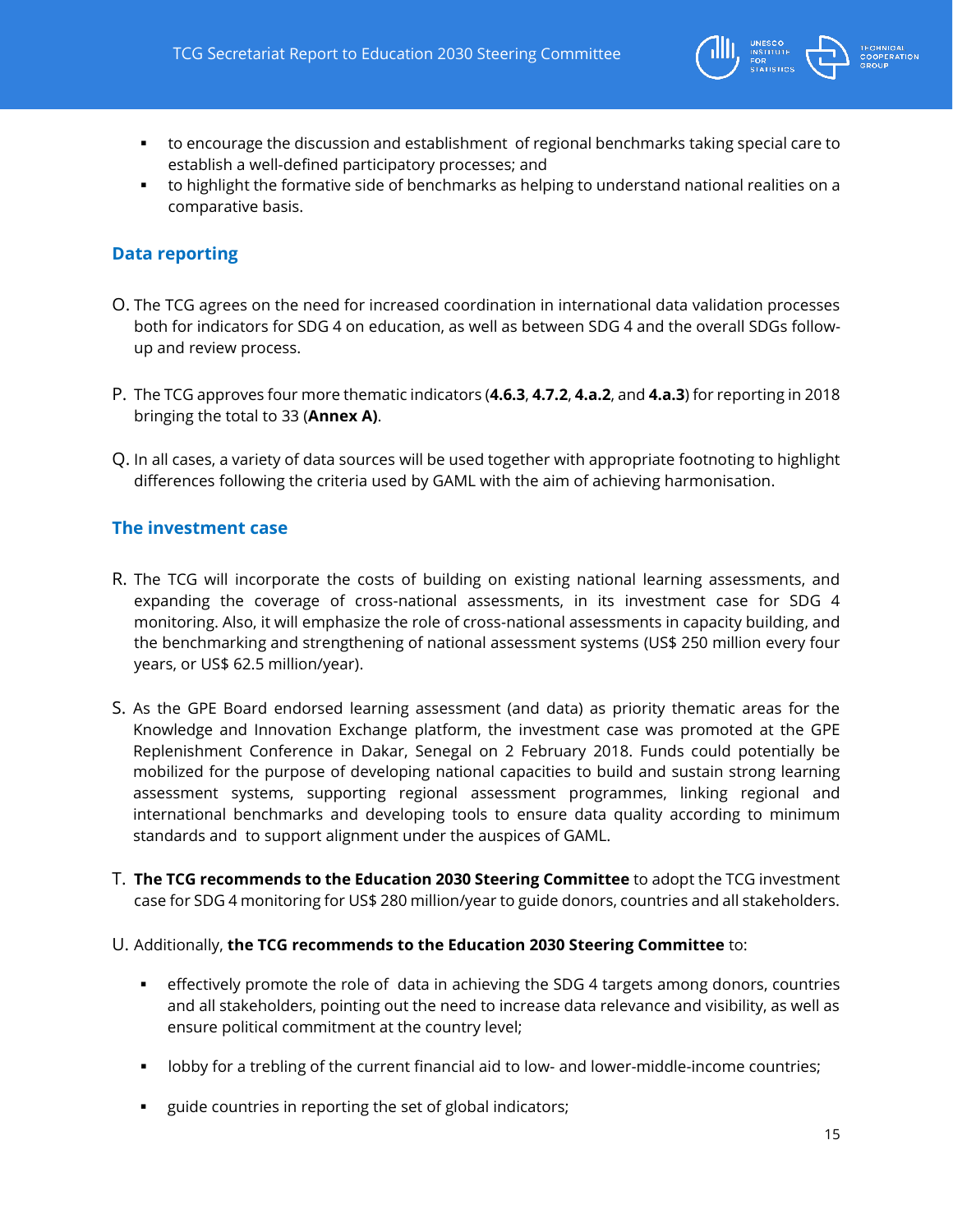- to encourage the discussion and establishment of regional benchmarks taking special care to establish a well-defined participatory processes; and
- to highlight the formative side of benchmarks as helping to understand national realities on a comparative basis.

## Data reporting

O. The TCG agrees on the need for increased coordination in international data validation processes both for indicators for SDG 4 on education, as well as between SDG 4 and the overall SDGs follow-up and review process.

P. The TCG approves four more thematic indicators (**4.6.3**, **4.7.2**, **4.a.2**, and **4.a.3**) for reporting in 2018 bringing the total to 33 (**Annex A)**.

Q. In all cases, a variety of data sources will be used together with appropriate footnoting to highlight differences following the criteria used by GAML with the aim of achieving harmonisation.

## The investment case

R. The TCG will incorporate the costs of building on existing national learning assessments, and expanding the coverage of cross-national assessments, in its investment case for SDG 4 monitoring. Also, it will emphasize the role of cross-national assessments in capacity building, and the benchmarking and strengthening of national assessment systems (US$ 250 million every four years, or US$ 62.5 million/year).

S. As the GPE Board endorsed learning assessment (and data) as priority thematic areas for the Knowledge and Innovation Exchange platform, the investment case was promoted at the GPE Replenishment Conference in Dakar, Senegal on 2 February 2018. Funds could potentially be mobilized for the purpose of developing national capacities to build and sustain strong learning assessment systems, supporting regional assessment programmes, linking regional and international benchmarks and developing tools to ensure data quality according to minimum standards and to support alignment under the auspices of GAML.

T. **The TCG recommends to the Education 2030 Steering Committee** to adopt the TCG investment case for SDG 4 monitoring for US$ 280 million/year to guide donors, countries and all stakeholders.

U. Additionally, **the TCG recommends to the Education 2030 Steering Committee** to:

- effectively promote the role of data in achieving the SDG 4 targets among donors, countries and all stakeholders, pointing out the need to increase data relevance and visibility, as well as ensure political commitment at the country level;
- lobby for a trebling of the current financial aid to low- and lower-middle-income countries;
- guide countries in reporting the set of global indicators;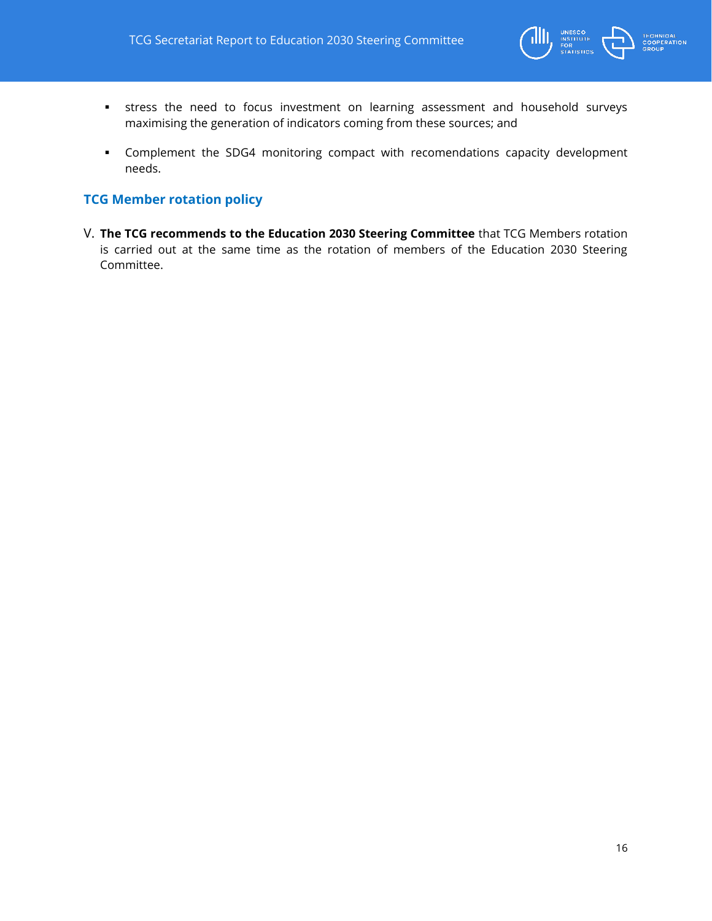- stress the need to focus investment on learning assessment and household surveys maximising the generation of indicators coming from these sources; and
- Complement the SDG4 monitoring compact with recomendations capacity development needs.

## TCG Member rotation policy

V. **The TCG recommends to the Education 2030 Steering Committee** that TCG Members rotation is carried out at the same time as the rotation of members of the Education 2030 Steering Committee.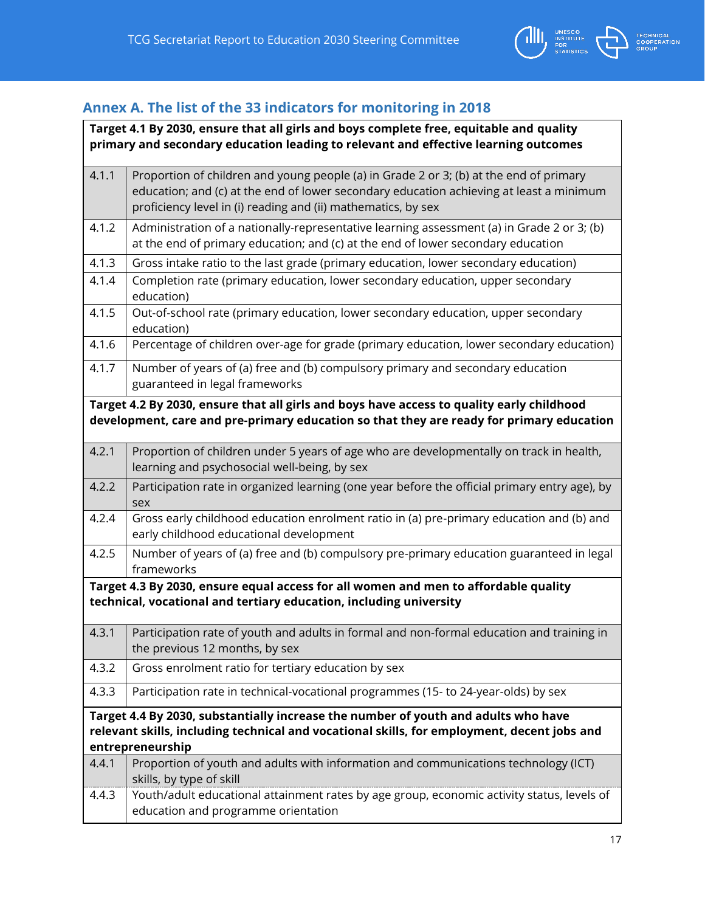## Annex A. The list of the 33 indicators for monitoring in 2018

| | |
|---|---|
| **Target 4.1 By 2030, ensure that all girls and boys complete free, equitable and quality primary and secondary education leading to relevant and effective learning outcomes** | |
| 4.1.1 | Proportion of children and young people (a) in Grade 2 or 3; (b) at the end of primary education; and (c) at the end of lower secondary education achieving at least a minimum proficiency level in (i) reading and (ii) mathematics, by sex |
| 4.1.2 | Administration of a nationally-representative learning assessment (a) in Grade 2 or 3; (b) at the end of primary education; and (c) at the end of lower secondary education |
| 4.1.3 | Gross intake ratio to the last grade (primary education, lower secondary education) |
| 4.1.4 | Completion rate (primary education, lower secondary education, upper secondary education) |
| 4.1.5 | Out-of-school rate (primary education, lower secondary education, upper secondary education) |
| 4.1.6 | Percentage of children over-age for grade (primary education, lower secondary education) |
| 4.1.7 | Number of years of (a) free and (b) compulsory primary and secondary education guaranteed in legal frameworks |
| **Target 4.2 By 2030, ensure that all girls and boys have access to quality early childhood development, care and pre-primary education so that they are ready for primary education** | |
| 4.2.1 | Proportion of children under 5 years of age who are developmentally on track in health, learning and psychosocial well-being, by sex |
| 4.2.2 | Participation rate in organized learning (one year before the official primary entry age), by sex |
| 4.2.4 | Gross early childhood education enrolment ratio in (a) pre-primary education and (b) early childhood educational development |
| 4.2.5 | Number of years of (a) free and (b) compulsory pre-primary education guaranteed in legal frameworks |
| **Target 4.3 By 2030, ensure equal access for all women and men to affordable quality technical, vocational and tertiary education, including university** | |
| 4.3.1 | Participation rate of youth and adults in formal and non-formal education and training in the previous 12 months, by sex |
| 4.3.2 | Gross enrolment ratio for tertiary education by sex |
| 4.3.3 | Participation rate in technical-vocational programmes (15- to 24-year-olds) by sex |
| **Target 4.4 By 2030, substantially increase the number of youth and adults who have relevant skills, including technical and vocational skills, for employment, decent jobs and entrepreneurship** | |
| 4.4.1 | Proportion of youth and adults with information and communications technology (ICT) skills, by type of skill |
| 4.4.3 | Youth/adult educational attainment rates by age group, economic activity status, levels of education and programme orientation |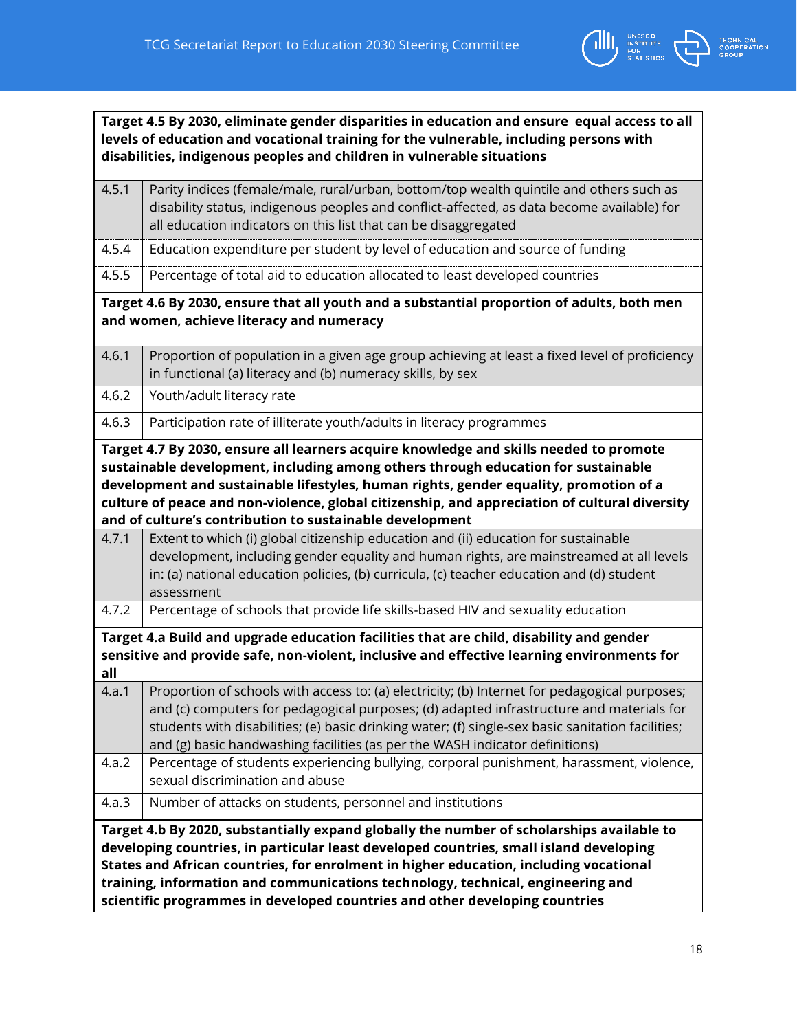| Target 4.5 By 2030, eliminate gender disparities in education and ensure equal access to all levels of education and vocational training for the vulnerable, including persons with disabilities, indigenous peoples and children in vulnerable situations | |
|---|---|
| 4.5.1 | Parity indices (female/male, rural/urban, bottom/top wealth quintile and others such as disability status, indigenous peoples and conflict-affected, as data become available) for all education indicators on this list that can be disaggregated |
| 4.5.4 | Education expenditure per student by level of education and source of funding |
| 4.5.5 | Percentage of total aid to education allocated to least developed countries |
| **Target 4.6 By 2030, ensure that all youth and a substantial proportion of adults, both men and women, achieve literacy and numeracy** | |
| 4.6.1 | Proportion of population in a given age group achieving at least a fixed level of proficiency in functional (a) literacy and (b) numeracy skills, by sex |
| 4.6.2 | Youth/adult literacy rate |
| 4.6.3 | Participation rate of illiterate youth/adults in literacy programmes |
| **Target 4.7 By 2030, ensure all learners acquire knowledge and skills needed to promote sustainable development, including among others through education for sustainable development and sustainable lifestyles, human rights, gender equality, promotion of a culture of peace and non-violence, global citizenship, and appreciation of cultural diversity and of culture's contribution to sustainable development** | |
| 4.7.1 | Extent to which (i) global citizenship education and (ii) education for sustainable development, including gender equality and human rights, are mainstreamed at all levels in: (a) national education policies, (b) curricula, (c) teacher education and (d) student assessment |
| 4.7.2 | Percentage of schools that provide life skills-based HIV and sexuality education |
| **Target 4.a Build and upgrade education facilities that are child, disability and gender sensitive and provide safe, non-violent, inclusive and effective learning environments for all** | |
| 4.a.1 | Proportion of schools with access to: (a) electricity; (b) Internet for pedagogical purposes; and (c) computers for pedagogical purposes; (d) adapted infrastructure and materials for students with disabilities; (e) basic drinking water; (f) single-sex basic sanitation facilities; and (g) basic handwashing facilities (as per the WASH indicator definitions) |
| 4.a.2 | Percentage of students experiencing bullying, corporal punishment, harassment, violence, sexual discrimination and abuse |
| 4.a.3 | Number of attacks on students, personnel and institutions |
| **Target 4.b By 2020, substantially expand globally the number of scholarships available to developing countries, in particular least developed countries, small island developing States and African countries, for enrolment in higher education, including vocational training, information and communications technology, technical, engineering and scientific programmes in developed countries and other developing countries** | |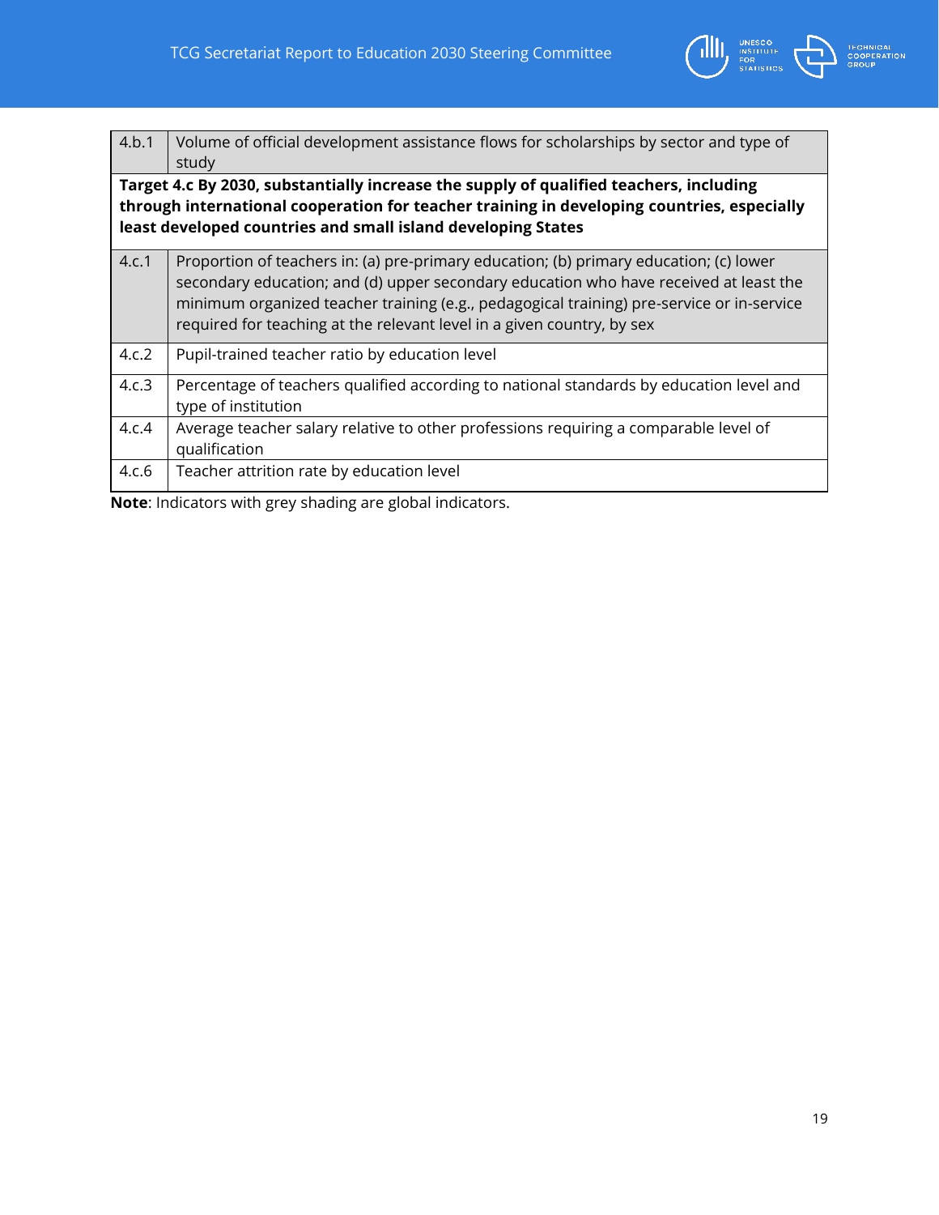| | |
|---|---|
| 4.b.1 | Volume of official development assistance flows for scholarships by sector and type of study |
| **Target 4.c By 2030, substantially increase the supply of qualified teachers, including through international cooperation for teacher training in developing countries, especially least developed countries and small island developing States** | |
| 4.c.1 | Proportion of teachers in: (a) pre-primary education; (b) primary education; (c) lower secondary education; and (d) upper secondary education who have received at least the minimum organized teacher training (e.g., pedagogical training) pre-service or in-service required for teaching at the relevant level in a given country, by sex |
| 4.c.2 | Pupil-trained teacher ratio by education level |
| 4.c.3 | Percentage of teachers qualified according to national standards by education level and type of institution |
| 4.c.4 | Average teacher salary relative to other professions requiring a comparable level of qualification |
| 4.c.6 | Teacher attrition rate by education level |

**Note**: Indicators with grey shading are global indicators.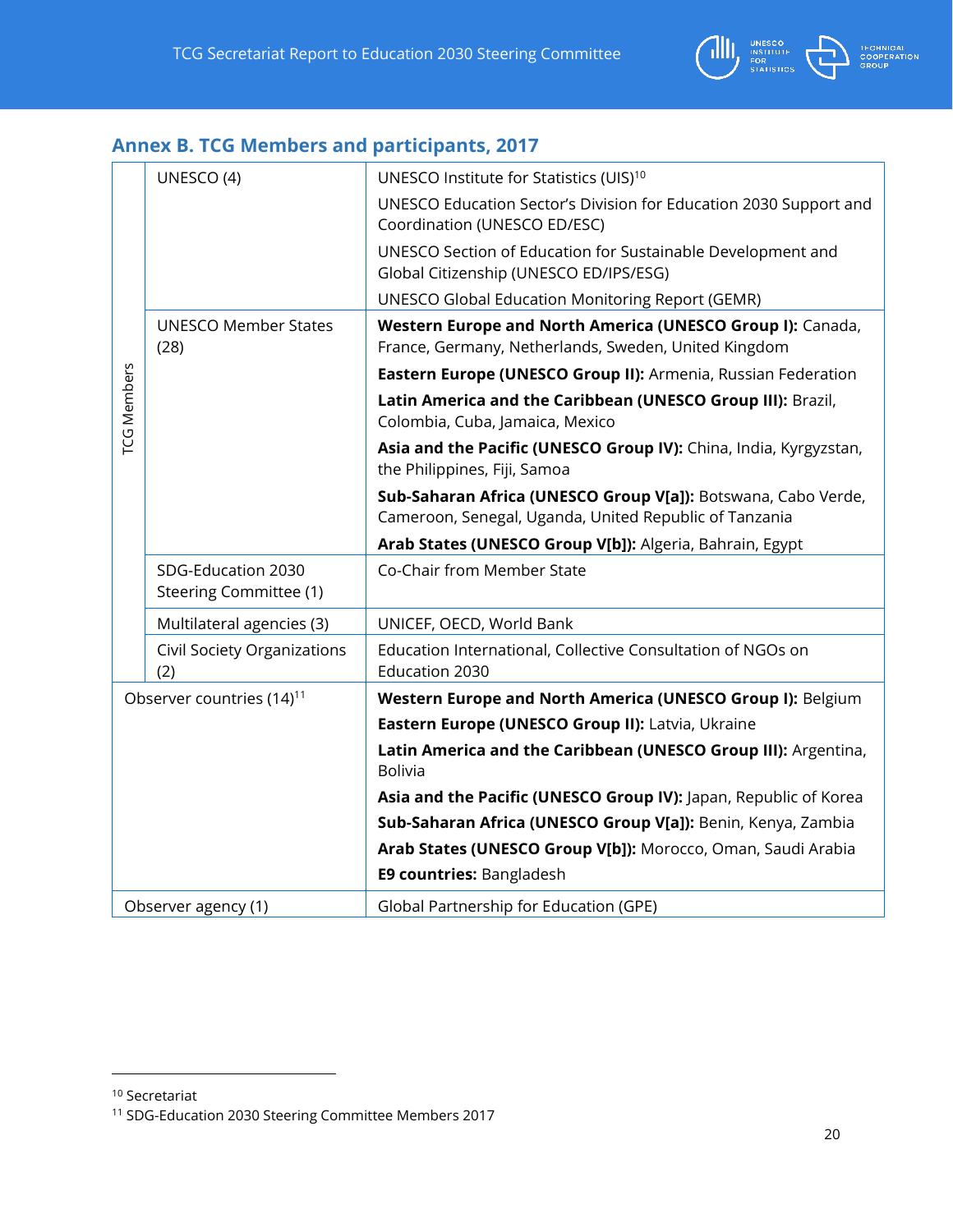## Annex B. TCG Members and participants, 2017

| | | |
|---|---|---|
| TCG Members | UNESCO (4) | UNESCO Institute for Statistics (UIS)[10] |
| | | UNESCO Education Sector's Division for Education 2030 Support and Coordination (UNESCO ED/ESC) |
| | | UNESCO Section of Education for Sustainable Development and Global Citizenship (UNESCO ED/IPS/ESG) |
| | | UNESCO Global Education Monitoring Report (GEMR) |
| | UNESCO Member States (28) | **Western Europe and North America (UNESCO Group I):** Canada, France, Germany, Netherlands, Sweden, United Kingdom |
| | | **Eastern Europe (UNESCO Group II):** Armenia, Russian Federation |
| | | **Latin America and the Caribbean (UNESCO Group III):** Brazil, Colombia, Cuba, Jamaica, Mexico |
| | | **Asia and the Pacific (UNESCO Group IV):** China, India, Kyrgyzstan, the Philippines, Fiji, Samoa |
| | | **Sub-Saharan Africa (UNESCO Group V[a]):** Botswana, Cabo Verde, Cameroon, Senegal, Uganda, United Republic of Tanzania |
| | | **Arab States (UNESCO Group V[b]):** Algeria, Bahrain, Egypt |
| | SDG-Education 2030 Steering Committee (1) | Co-Chair from Member State |
| | Multilateral agencies (3) | UNICEF, OECD, World Bank |
| | Civil Society Organizations (2) | Education International, Collective Consultation of NGOs on Education 2030 |
| Observer countries (14)[11] | | **Western Europe and North America (UNESCO Group I):** Belgium |
| | | **Eastern Europe (UNESCO Group II):** Latvia, Ukraine |
| | | **Latin America and the Caribbean (UNESCO Group III):** Argentina, Bolivia |
| | | **Asia and the Pacific (UNESCO Group IV):** Japan, Republic of Korea |
| | | **Sub-Saharan Africa (UNESCO Group V[a]):** Benin, Kenya, Zambia |
| | | **Arab States (UNESCO Group V[b]):** Morocco, Oman, Saudi Arabia |
| | | **E9 countries:** Bangladesh |
| Observer agency (1) | | Global Partnership for Education (GPE) |

[10] Secretariat

[11] SDG-Education 2030 Steering Committee Members 2017